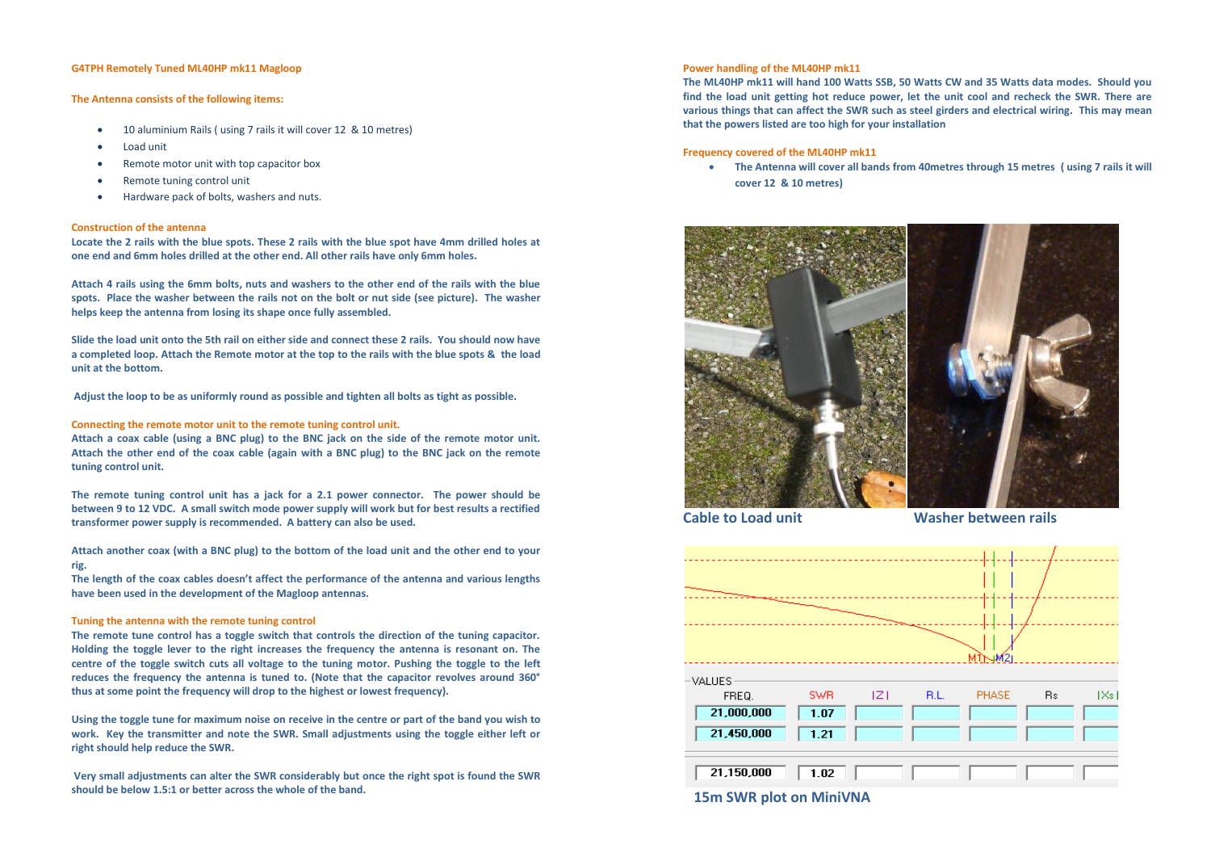## G4TPH Remotely Tuned ML40HP mk11 Magloop

### The Antenna consists of the following items:

- 10 aluminium Rails ( using 7 rails it will cover 12 & 10 metres)
- Load unit
- Remote motor unit with top capacitor box
- Remote tuning control unit
- Hardware pack of bolts, washers and nuts.

### Construction of the antenna

**Locate the 2 rails with the blue spots. These 2 rails with the blue spot have 4mm drilled holes at one end and 6mm holes drilled at the other end. All other rails have only 6mm holes.**

**Attach 4 rails using the 6mm bolts, nuts and washers to the other end of the rails with the blue spots. Place the washer between the rails not on the bolt or nut side (see picture). The washer helps keep the antenna from losing its shape once fully assembled.**

**Slide the load unit onto the 5th rail on either side and connect these 2 rails. You should now have a completed loop. Attach the Remote motor at the top to the rails with the blue spots & the load unit at the bottom.**

**Adjust the loop to be as uniformly round as possible and tighten all bolts as tight as possible.**

### Connecting the remote motor unit to the remote tuning control unit.

**Attach a coax cable (using a BNC plug) to the BNC jack on the side of the remote motor unit. Attach the other end of the coax cable (again with a BNC plug) to the BNC jack on the remote tuning control unit.**

**The remote tuning control unit has a jack for a 2.1 power connector. The power should be between 9 to 12 VDC. A small switch mode power supply will work but for best results a rectified transformer power supply is recommended. A battery can also be used.**

**Attach another coax (with a BNC plug) to the bottom of the load unit and the other end to your rig.**
**The length of the coax cables doesn't affect the performance of the antenna and various lengths have been used in the development of the Magloop antennas.**

### Tuning the antenna with the remote tuning control

**The remote tune control has a toggle switch that controls the direction of the tuning capacitor. Holding the toggle lever to the right increases the frequency the antenna is resonant on. The centre of the toggle switch cuts all voltage to the tuning motor. Pushing the toggle to the left reduces the frequency the antenna is tuned to. (Note that the capacitor revolves around 360° thus at some point the frequency will drop to the highest or lowest frequency).**

**Using the toggle tune for maximum noise on receive in the centre or part of the band you wish to work. Key the transmitter and note the SWR. Small adjustments using the toggle either left or right should help reduce the SWR.**

**Very small adjustments can alter the SWR considerably but once the right spot is found the SWR should be below 1.5:1 or better across the whole of the band.**

### Power handling of the ML40HP mk11

**The ML40HP mk11 will hand 100 Watts SSB, 50 Watts CW and 35 Watts data modes. Should you find the load unit getting hot reduce power, let the unit cool and recheck the SWR. There are various things that can affect the SWR such as steel girders and electrical wiring. This may mean that the powers listed are too high for your installation**

### Frequency covered of the ML40HP mk11

- **The Antenna will cover all bands from 40metres through 15 metres ( using 7 rails it will cover 12 & 10 metres)**

**Cable to Load unit**

**Washer between rails**

| FREQ. | SWR | \|Z\| | R.L. | PHASE | Rs | \|Xs\| |
|---|---|---|---|---|---|---|
| 21,000,000 | 1.07 | | | | | |
| 21,450,000 | 1.21 | | | | | |
| 21,150,000 | 1.02 | | | | | |

**15m SWR plot on MiniVNA**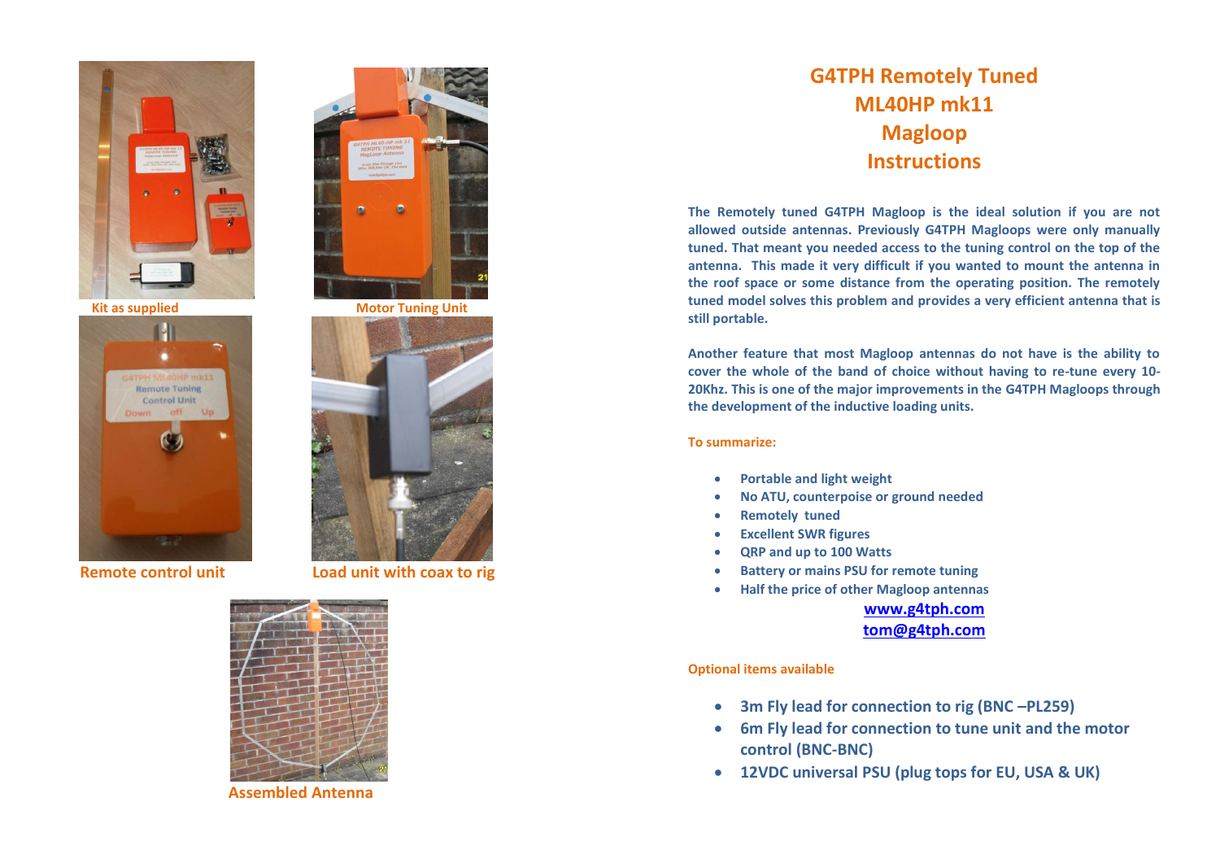Kit as supplied

Motor Tuning Unit

Remote control unit

Load unit with coax to rig

Assembled Antenna

# G4TPH Remotely Tuned ML40HP mk11 Magloop Instructions

**The Remotely tuned G4TPH Magloop is the ideal solution if you are not allowed outside antennas. Previously G4TPH Magloops were only manually tuned. That meant you needed access to the tuning control on the top of the antenna. This made it very difficult if you wanted to mount the antenna in the roof space or some distance from the operating position. The remotely tuned model solves this problem and provides a very efficient antenna that is still portable.**

**Another feature that most Magloop antennas do not have is the ability to cover the whole of the band of choice without having to re-tune every 10-20Khz. This is one of the major improvements in the G4TPH Magloops through the development of the inductive loading units.**

**To summarize:**

- **Portable and light weight**
- **No ATU, counterpoise or ground needed**
- **Remotely tuned**
- **Excellent SWR figures**
- **QRP and up to 100 Watts**
- **Battery or mains PSU for remote tuning**
- **Half the price of other Magloop antennas**

**www.g4tph.com**
**tom@g4tph.com**

**Optional items available**

- **3m Fly lead for connection to rig (BNC –PL259)**
- **6m Fly lead for connection to tune unit and the motor control (BNC-BNC)**
- **12VDC universal PSU (plug tops for EU, USA & UK)**